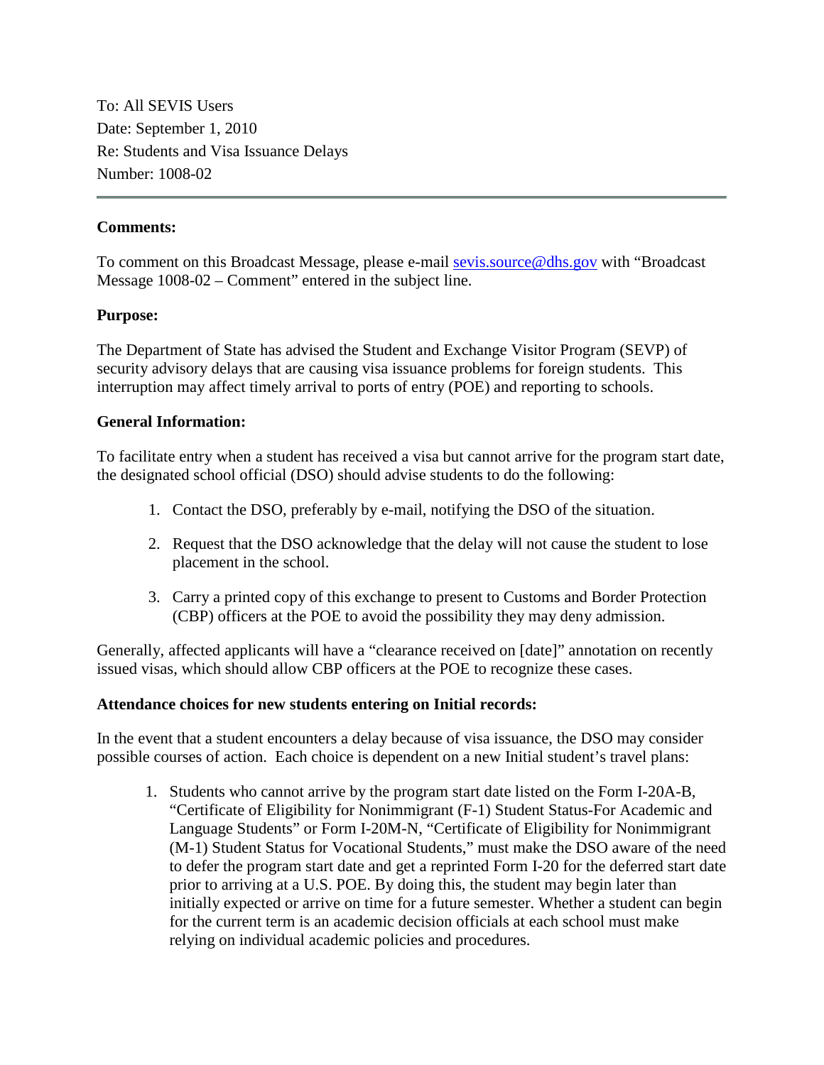To: All SEVIS Users
Date: September 1, 2010
Re: Students and Visa Issuance Delays
Number: 1008-02

---

**Comments:**

To comment on this Broadcast Message, please e-mail [sevis.source@dhs.gov](mailto:sevis.source@dhs.gov) with "Broadcast Message 1008-02 – Comment" entered in the subject line.

**Purpose:**

The Department of State has advised the Student and Exchange Visitor Program (SEVP) of security advisory delays that are causing visa issuance problems for foreign students. This interruption may affect timely arrival to ports of entry (POE) and reporting to schools.

**General Information:**

To facilitate entry when a student has received a visa but cannot arrive for the program start date, the designated school official (DSO) should advise students to do the following:

1. Contact the DSO, preferably by e-mail, notifying the DSO of the situation.
2. Request that the DSO acknowledge that the delay will not cause the student to lose placement in the school.
3. Carry a printed copy of this exchange to present to Customs and Border Protection (CBP) officers at the POE to avoid the possibility they may deny admission.

Generally, affected applicants will have a "clearance received on [date]" annotation on recently issued visas, which should allow CBP officers at the POE to recognize these cases.

**Attendance choices for new students entering on Initial records:**

In the event that a student encounters a delay because of visa issuance, the DSO may consider possible courses of action. Each choice is dependent on a new Initial student's travel plans:

1. Students who cannot arrive by the program start date listed on the Form I-20A-B, "Certificate of Eligibility for Nonimmigrant (F-1) Student Status-For Academic and Language Students" or Form I-20M-N, "Certificate of Eligibility for Nonimmigrant (M-1) Student Status for Vocational Students," must make the DSO aware of the need to defer the program start date and get a reprinted Form I-20 for the deferred start date prior to arriving at a U.S. POE. By doing this, the student may begin later than initially expected or arrive on time for a future semester. Whether a student can begin for the current term is an academic decision officials at each school must make relying on individual academic policies and procedures.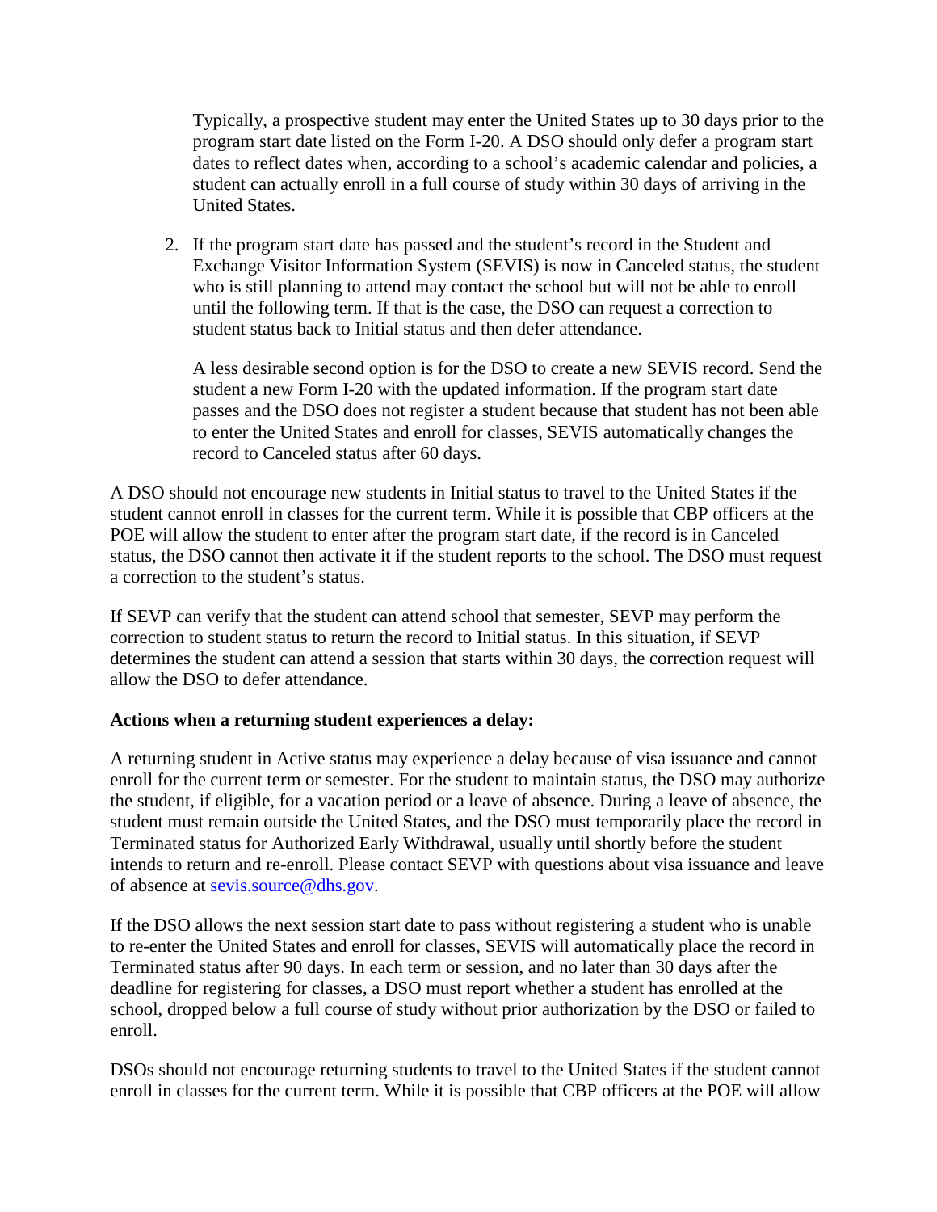Typically, a prospective student may enter the United States up to 30 days prior to the program start date listed on the Form I-20. A DSO should only defer a program start dates to reflect dates when, according to a school's academic calendar and policies, a student can actually enroll in a full course of study within 30 days of arriving in the United States.

2. If the program start date has passed and the student's record in the Student and Exchange Visitor Information System (SEVIS) is now in Canceled status, the student who is still planning to attend may contact the school but will not be able to enroll until the following term. If that is the case, the DSO can request a correction to student status back to Initial status and then defer attendance.

   A less desirable second option is for the DSO to create a new SEVIS record. Send the student a new Form I-20 with the updated information. If the program start date passes and the DSO does not register a student because that student has not been able to enter the United States and enroll for classes, SEVIS automatically changes the record to Canceled status after 60 days.

A DSO should not encourage new students in Initial status to travel to the United States if the student cannot enroll in classes for the current term. While it is possible that CBP officers at the POE will allow the student to enter after the program start date, if the record is in Canceled status, the DSO cannot then activate it if the student reports to the school. The DSO must request a correction to the student's status.

If SEVP can verify that the student can attend school that semester, SEVP may perform the correction to student status to return the record to Initial status. In this situation, if SEVP determines the student can attend a session that starts within 30 days, the correction request will allow the DSO to defer attendance.

**Actions when a returning student experiences a delay:**

A returning student in Active status may experience a delay because of visa issuance and cannot enroll for the current term or semester. For the student to maintain status, the DSO may authorize the student, if eligible, for a vacation period or a leave of absence. During a leave of absence, the student must remain outside the United States, and the DSO must temporarily place the record in Terminated status for Authorized Early Withdrawal, usually until shortly before the student intends to return and re-enroll. Please contact SEVP with questions about visa issuance and leave of absence at sevis.source@dhs.gov.

If the DSO allows the next session start date to pass without registering a student who is unable to re-enter the United States and enroll for classes, SEVIS will automatically place the record in Terminated status after 90 days. In each term or session, and no later than 30 days after the deadline for registering for classes, a DSO must report whether a student has enrolled at the school, dropped below a full course of study without prior authorization by the DSO or failed to enroll.

DSOs should not encourage returning students to travel to the United States if the student cannot enroll in classes for the current term. While it is possible that CBP officers at the POE will allow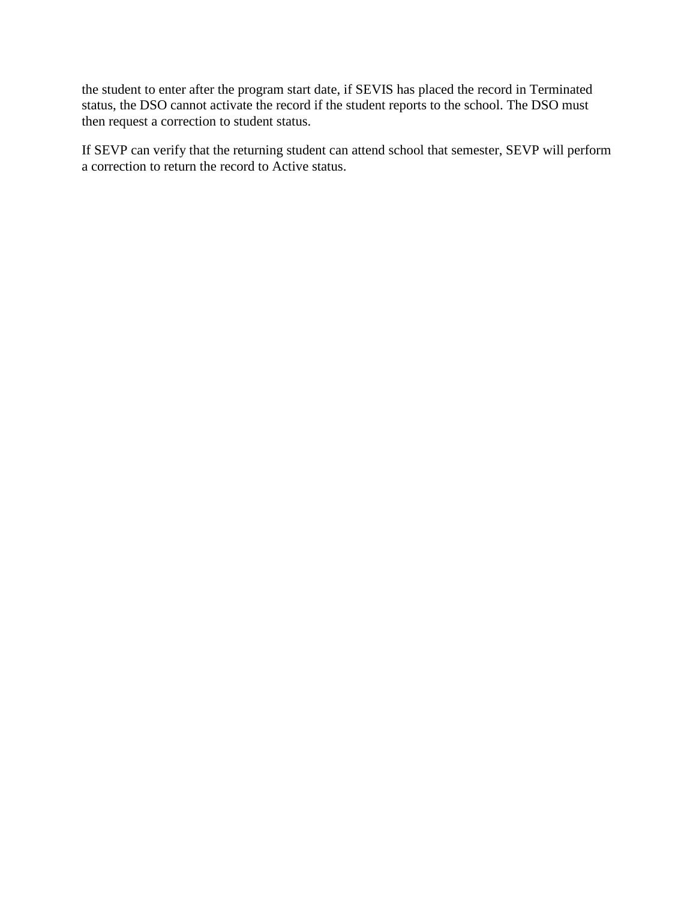the student to enter after the program start date, if SEVIS has placed the record in Terminated status, the DSO cannot activate the record if the student reports to the school. The DSO must then request a correction to student status.

If SEVP can verify that the returning student can attend school that semester, SEVP will perform a correction to return the record to Active status.